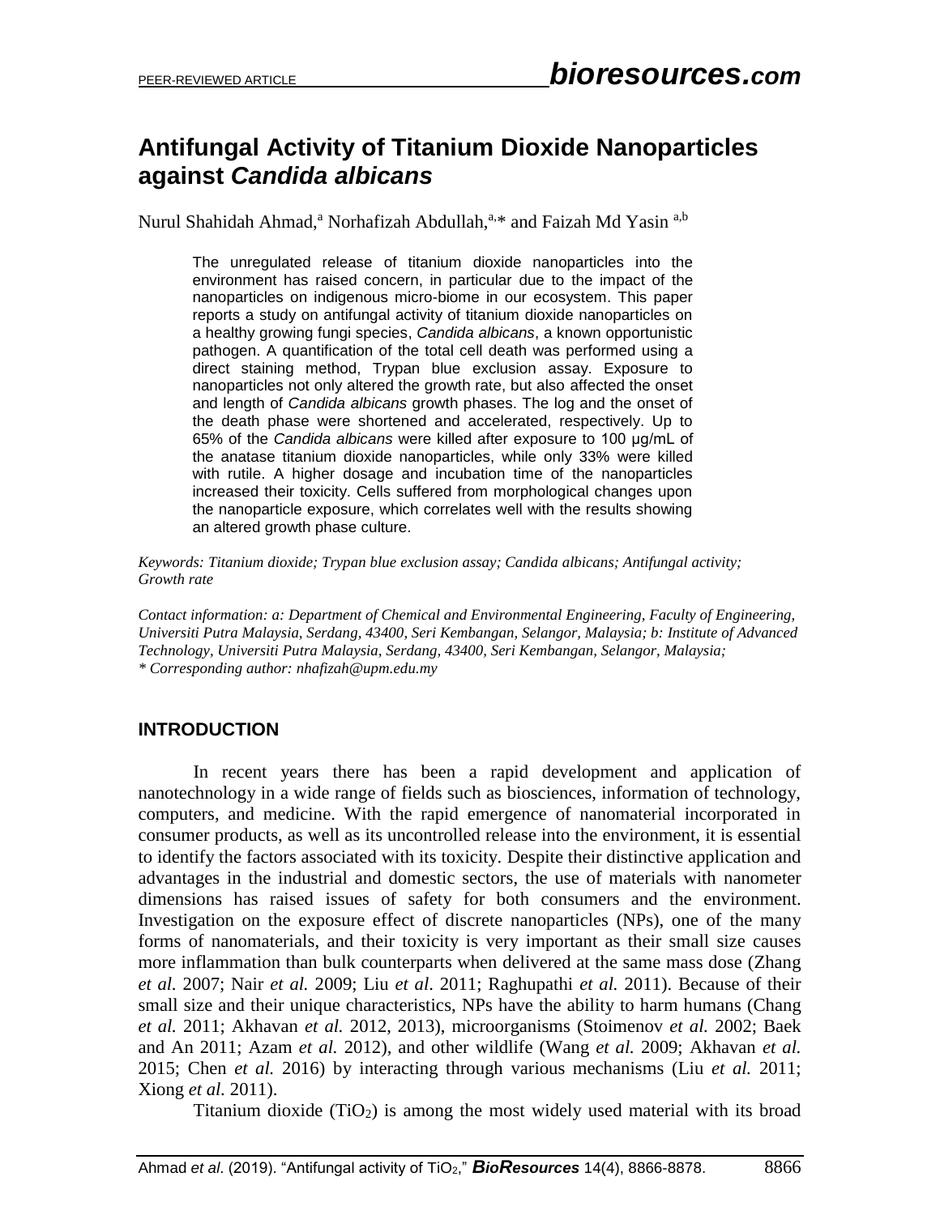# Antifungal Activity of Titanium Dioxide Nanoparticles against *Candida albicans*

Nurul Shahidah Ahmad,[a] Norhafizah Abdullah,[a,*] and Faizah Md Yasin [a,b]

> The unregulated release of titanium dioxide nanoparticles into the environment has raised concern, in particular due to the impact of the nanoparticles on indigenous micro-biome in our ecosystem. This paper reports a study on antifungal activity of titanium dioxide nanoparticles on a healthy growing fungi species, *Candida albicans*, a known opportunistic pathogen. A quantification of the total cell death was performed using a direct staining method, Trypan blue exclusion assay. Exposure to nanoparticles not only altered the growth rate, but also affected the onset and length of *Candida albicans* growth phases. The log and the onset of the death phase were shortened and accelerated, respectively. Up to 65% of the *Candida albicans* were killed after exposure to 100 μg/mL of the anatase titanium dioxide nanoparticles, while only 33% were killed with rutile. A higher dosage and incubation time of the nanoparticles increased their toxicity. Cells suffered from morphological changes upon the nanoparticle exposure, which correlates well with the results showing an altered growth phase culture.

*Keywords: Titanium dioxide; Trypan blue exclusion assay; Candida albicans; Antifungal activity; Growth rate*

*Contact information: a: Department of Chemical and Environmental Engineering, Faculty of Engineering, Universiti Putra Malaysia, Serdang, 43400, Seri Kembangan, Selangor, Malaysia; b: Institute of Advanced Technology, Universiti Putra Malaysia, Serdang, 43400, Seri Kembangan, Selangor, Malaysia; \* Corresponding author: nhafizah@upm.edu.my*

## INTRODUCTION

In recent years there has been a rapid development and application of nanotechnology in a wide range of fields such as biosciences, information of technology, computers, and medicine. With the rapid emergence of nanomaterial incorporated in consumer products, as well as its uncontrolled release into the environment, it is essential to identify the factors associated with its toxicity. Despite their distinctive application and advantages in the industrial and domestic sectors, the use of materials with nanometer dimensions has raised issues of safety for both consumers and the environment. Investigation on the exposure effect of discrete nanoparticles (NPs), one of the many forms of nanomaterials, and their toxicity is very important as their small size causes more inflammation than bulk counterparts when delivered at the same mass dose (Zhang *et al.* 2007; Nair *et al.* 2009; Liu *et al*. 2011; Raghupathi *et al.* 2011). Because of their small size and their unique characteristics, NPs have the ability to harm humans (Chang *et al.* 2011; Akhavan *et al.* 2012, 2013), microorganisms (Stoimenov *et al.* 2002; Baek and An 2011; Azam *et al.* 2012), and other wildlife (Wang *et al.* 2009; Akhavan *et al.* 2015; Chen *et al.* 2016) by interacting through various mechanisms (Liu *et al.* 2011; Xiong *et al.* 2011).

Titanium dioxide ($TiO_2$) is among the most widely used material with its broad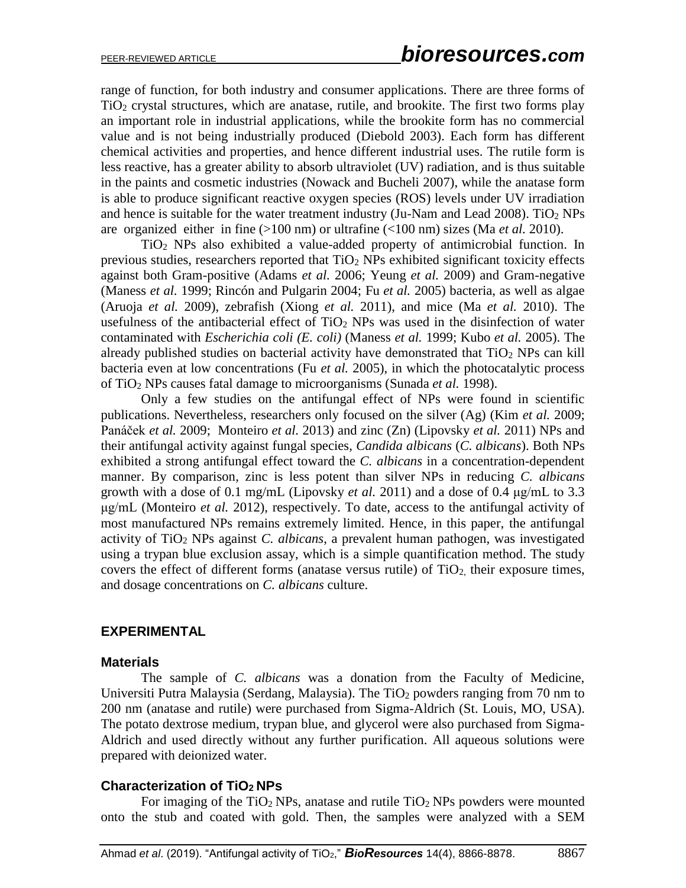range of function, for both industry and consumer applications. There are three forms of $TiO_2$ crystal structures, which are anatase, rutile, and brookite. The first two forms play an important role in industrial applications, while the brookite form has no commercial value and is not being industrially produced (Diebold 2003). Each form has different chemical activities and properties, and hence different industrial uses. The rutile form is less reactive, has a greater ability to absorb ultraviolet (UV) radiation, and is thus suitable in the paints and cosmetic industries (Nowack and Bucheli 2007), while the anatase form is able to produce significant reactive oxygen species (ROS) levels under UV irradiation and hence is suitable for the water treatment industry (Ju-Nam and Lead 2008). $TiO_2$ NPs are organized either in fine (>100 nm) or ultrafine (<100 nm) sizes (Ma *et al.* 2010).

$TiO_2$ NPs also exhibited a value-added property of antimicrobial function. In previous studies, researchers reported that $TiO_2$ NPs exhibited significant toxicity effects against both Gram-positive (Adams *et al.* 2006; Yeung *et al.* 2009) and Gram-negative (Maness *et al.* 1999; Rincón and Pulgarin 2004; Fu *et al.* 2005) bacteria, as well as algae (Aruoja *et al.* 2009), zebrafish (Xiong *et al.* 2011), and mice (Ma *et al.* 2010). The usefulness of the antibacterial effect of $TiO_2$ NPs was used in the disinfection of water contaminated with *Escherichia coli (E. coli)* (Maness *et al.* 1999; Kubo *et al.* 2005). The already published studies on bacterial activity have demonstrated that $TiO_2$ NPs can kill bacteria even at low concentrations (Fu *et al.* 2005), in which the photocatalytic process of $TiO_2$ NPs causes fatal damage to microorganisms (Sunada *et al.* 1998).

Only a few studies on the antifungal effect of NPs were found in scientific publications. Nevertheless, researchers only focused on the silver (Ag) (Kim *et al.* 2009; Panáček *et al.* 2009; Monteiro *et al.* 2013) and zinc (Zn) (Lipovsky *et al.* 2011) NPs and their antifungal activity against fungal species, *Candida albicans* (*C. albicans*). Both NPs exhibited a strong antifungal effect toward the *C. albicans* in a concentration-dependent manner. By comparison, zinc is less potent than silver NPs in reducing *C. albicans* growth with a dose of 0.1 mg/mL (Lipovsky *et al.* 2011) and a dose of 0.4 μg/mL to 3.3 μg/mL (Monteiro *et al.* 2012), respectively. To date, access to the antifungal activity of most manufactured NPs remains extremely limited. Hence, in this paper, the antifungal activity of $TiO_2$ NPs against *C. albicans*, a prevalent human pathogen, was investigated using a trypan blue exclusion assay, which is a simple quantification method. The study covers the effect of different forms (anatase versus rutile) of $TiO_2$, their exposure times, and dosage concentrations on *C. albicans* culture.

## EXPERIMENTAL

### Materials

The sample of *C. albicans* was a donation from the Faculty of Medicine, Universiti Putra Malaysia (Serdang, Malaysia). The $TiO_2$ powders ranging from 70 nm to 200 nm (anatase and rutile) were purchased from Sigma-Aldrich (St. Louis, MO, USA). The potato dextrose medium, trypan blue, and glycerol were also purchased from Sigma-Aldrich and used directly without any further purification. All aqueous solutions were prepared with deionized water.

### Characterization of $TiO_2$ NPs

For imaging of the $TiO_2$ NPs, anatase and rutile $TiO_2$ NPs powders were mounted onto the stub and coated with gold. Then, the samples were analyzed with a SEM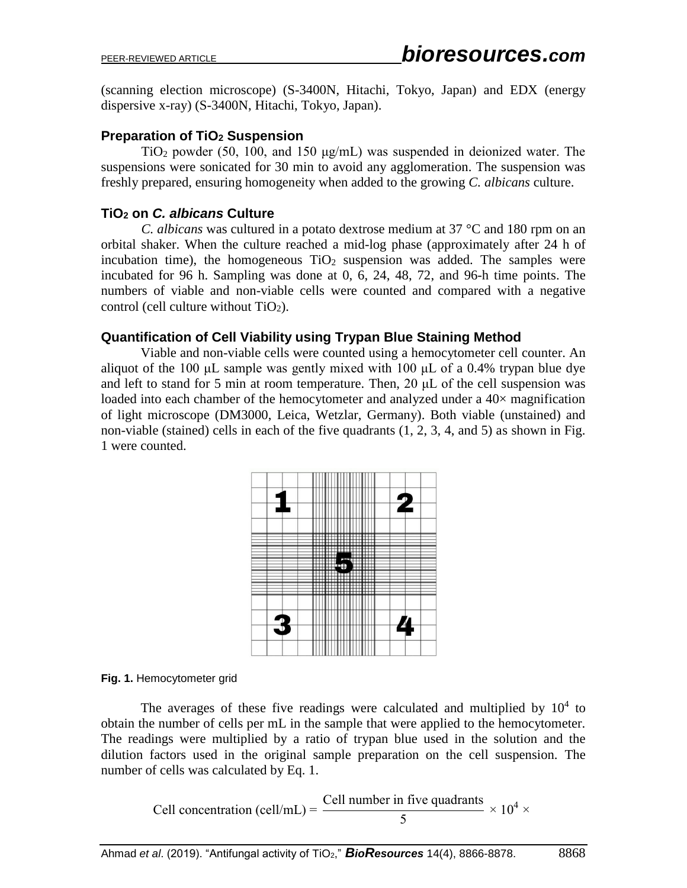(scanning election microscope) (S-3400N, Hitachi, Tokyo, Japan) and EDX (energy dispersive x-ray) (S-3400N, Hitachi, Tokyo, Japan).

### Preparation of $TiO_2$ Suspension

$TiO_2$ powder (50, 100, and 150 μg/mL) was suspended in deionized water. The suspensions were sonicated for 30 min to avoid any agglomeration. The suspension was freshly prepared, ensuring homogeneity when added to the growing *C. albicans* culture.

### $TiO_2$ on *C. albicans* Culture

*C. albicans* was cultured in a potato dextrose medium at 37 °C and 180 rpm on an orbital shaker. When the culture reached a mid-log phase (approximately after 24 h of incubation time), the homogeneous $TiO_2$ suspension was added. The samples were incubated for 96 h. Sampling was done at 0, 6, 24, 48, 72, and 96-h time points. The numbers of viable and non-viable cells were counted and compared with a negative control (cell culture without $TiO_2$).

### Quantification of Cell Viability using Trypan Blue Staining Method

Viable and non-viable cells were counted using a hemocytometer cell counter. An aliquot of the 100 μL sample was gently mixed with 100 μL of a 0.4% trypan blue dye and left to stand for 5 min at room temperature. Then, 20 μL of the cell suspension was loaded into each chamber of the hemocytometer and analyzed under a 40× magnification of light microscope (DM3000, Leica, Wetzlar, Germany). Both viable (unstained) and non-viable (stained) cells in each of the five quadrants (1, 2, 3, 4, and 5) as shown in Fig. 1 were counted.

**Fig. 1.** Hemocytometer grid

The averages of these five readings were calculated and multiplied by $10^4$ to obtain the number of cells per mL in the sample that were applied to the hemocytometer. The readings were multiplied by a ratio of trypan blue used in the solution and the dilution factors used in the original sample preparation on the cell suspension. The number of cells was calculated by Eq. 1.

$$\text{Cell concentration (cell/mL)} = \frac{\text{Cell number in five quadrants}}{5} \times 10^4 \times$$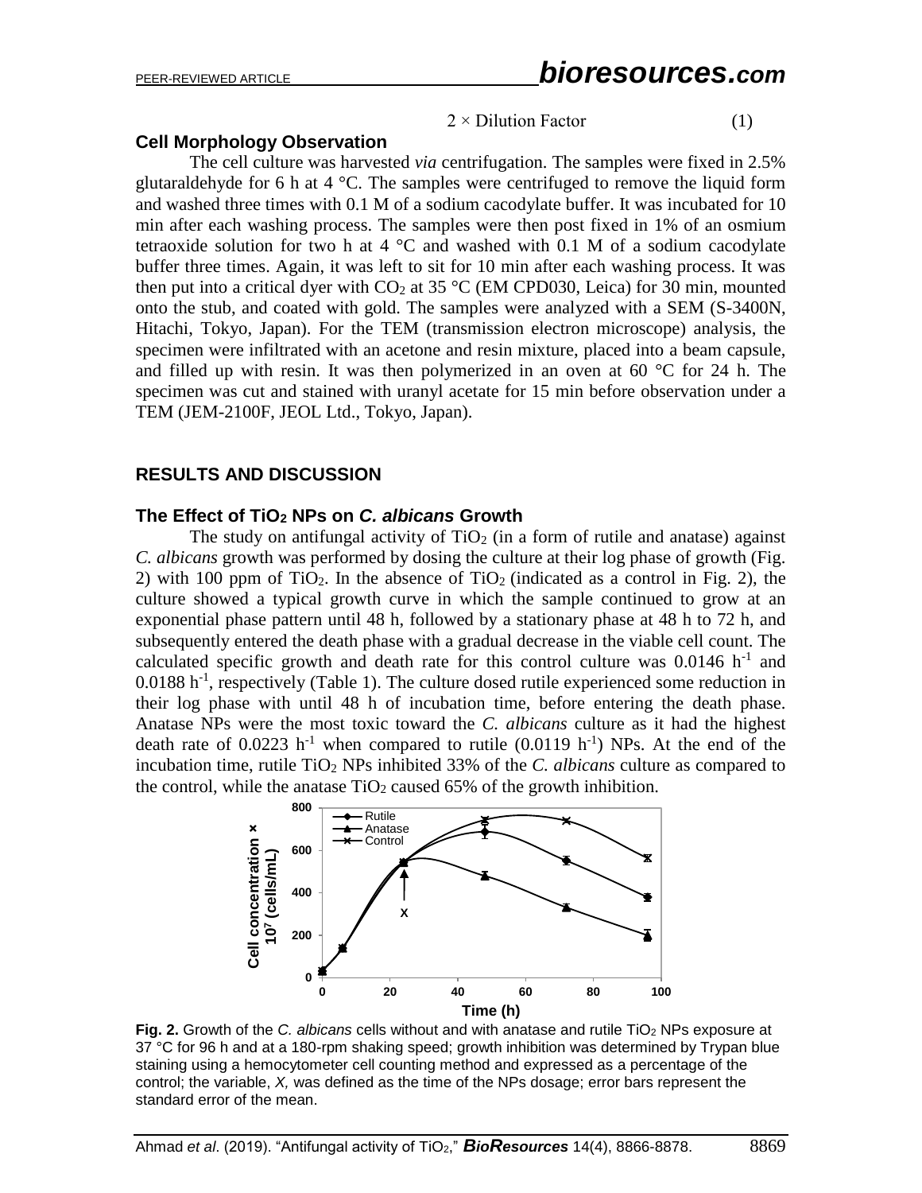$$2 \times \text{Dilution Factor} \qquad (1)$$

### Cell Morphology Observation

The cell culture was harvested *via* centrifugation. The samples were fixed in 2.5% glutaraldehyde for 6 h at 4 °C. The samples were centrifuged to remove the liquid form and washed three times with 0.1 M of a sodium cacodylate buffer. It was incubated for 10 min after each washing process. The samples were then post fixed in 1% of an osmium tetraoxide solution for two h at 4 °C and washed with 0.1 M of a sodium cacodylate buffer three times. Again, it was left to sit for 10 min after each washing process. It was then put into a critical dyer with $CO_2$ at 35 °C (EM CPD030, Leica) for 30 min, mounted onto the stub, and coated with gold. The samples were analyzed with a SEM (S-3400N, Hitachi, Tokyo, Japan). For the TEM (transmission electron microscope) analysis, the specimen were infiltrated with an acetone and resin mixture, placed into a beam capsule, and filled up with resin. It was then polymerized in an oven at 60 °C for 24 h. The specimen was cut and stained with uranyl acetate for 15 min before observation under a TEM (JEM-2100F, JEOL Ltd., Tokyo, Japan).

## RESULTS AND DISCUSSION

### The Effect of $TiO_2$ NPs on *C. albicans* Growth

The study on antifungal activity of $TiO_2$ (in a form of rutile and anatase) against *C. albicans* growth was performed by dosing the culture at their log phase of growth (Fig. 2) with 100 ppm of $TiO_2$. In the absence of $TiO_2$ (indicated as a control in Fig. 2), the culture showed a typical growth curve in which the sample continued to grow at an exponential phase pattern until 48 h, followed by a stationary phase at 48 h to 72 h, and subsequently entered the death phase with a gradual decrease in the viable cell count. The calculated specific growth and death rate for this control culture was 0.0146 $h^{-1}$ and 0.0188 $h^{-1}$, respectively (Table 1). The culture dosed rutile experienced some reduction in their log phase with until 48 h of incubation time, before entering the death phase. Anatase NPs were the most toxic toward the *C. albicans* culture as it had the highest death rate of 0.0223 $h^{-1}$ when compared to rutile (0.0119 $h^{-1}$) NPs. At the end of the incubation time, rutile $TiO_2$ NPs inhibited 33% of the *C. albicans* culture as compared to the control, while the anatase $TiO_2$ caused 65% of the growth inhibition.

**Fig. 2.** Growth of the *C. albicans* cells without and with anatase and rutile $TiO_2$ NPs exposure at 37 °C for 96 h and at a 180-rpm shaking speed; growth inhibition was determined by Trypan blue staining using a hemocytometer cell counting method and expressed as a percentage of the control; the variable, *X,* was defined as the time of the NPs dosage; error bars represent the standard error of the mean.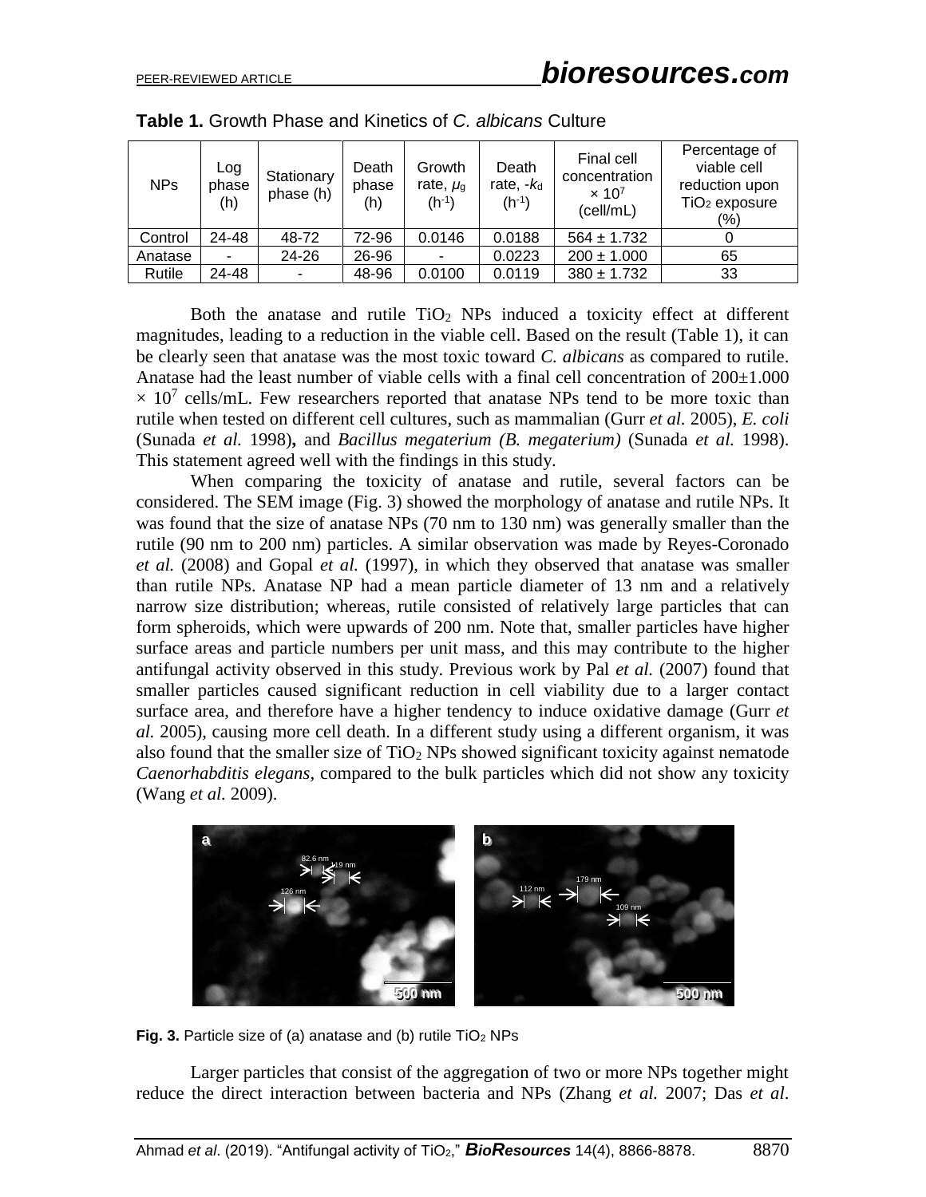**Table 1.** Growth Phase and Kinetics of *C. albicans* Culture

| NPs | Log phase (h) | Stationary phase (h) | Death phase (h) | Growth rate, $\mu_g$ ($h^{-1}$) | Death rate, $-k_d$ ($h^{-1}$) | Final cell concentration $\times 10^7$ (cell/mL) | Percentage of viable cell reduction upon $TiO_2$ exposure (%) |
|---|---|---|---|---|---|---|---|
| Control | 24-48 | 48-72 | 72-96 | 0.0146 | 0.0188 | 564 ± 1.732 | 0 |
| Anatase | - | 24-26 | 26-96 | - | 0.0223 | 200 ± 1.000 | 65 |
| Rutile | 24-48 | - | 48-96 | 0.0100 | 0.0119 | 380 ± 1.732 | 33 |

Both the anatase and rutile $TiO_2$ NPs induced a toxicity effect at different magnitudes, leading to a reduction in the viable cell. Based on the result (Table 1), it can be clearly seen that anatase was the most toxic toward *C. albicans* as compared to rutile. Anatase had the least number of viable cells with a final cell concentration of 200±1.000 $\times 10^7$ cells/mL. Few researchers reported that anatase NPs tend to be more toxic than rutile when tested on different cell cultures, such as mammalian (Gurr *et al.* 2005), *E. coli* (Sunada *et al.* 1998)**,** and *Bacillus megaterium (B. megaterium)* (Sunada *et al.* 1998). This statement agreed well with the findings in this study.

When comparing the toxicity of anatase and rutile, several factors can be considered. The SEM image (Fig. 3) showed the morphology of anatase and rutile NPs. It was found that the size of anatase NPs (70 nm to 130 nm) was generally smaller than the rutile (90 nm to 200 nm) particles. A similar observation was made by Reyes-Coronado *et al.* (2008) and Gopal *et al.* (1997), in which they observed that anatase was smaller than rutile NPs. Anatase NP had a mean particle diameter of 13 nm and a relatively narrow size distribution; whereas, rutile consisted of relatively large particles that can form spheroids, which were upwards of 200 nm. Note that, smaller particles have higher surface areas and particle numbers per unit mass, and this may contribute to the higher antifungal activity observed in this study. Previous work by Pal *et al.* (2007) found that smaller particles caused significant reduction in cell viability due to a larger contact surface area, and therefore have a higher tendency to induce oxidative damage (Gurr *et al.* 2005), causing more cell death. In a different study using a different organism, it was also found that the smaller size of $TiO_2$ NPs showed significant toxicity against nematode *Caenorhabditis elegans*, compared to the bulk particles which did not show any toxicity (Wang *et al.* 2009).

**Fig. 3.** Particle size of (a) anatase and (b) rutile $TiO_2$ NPs

Larger particles that consist of the aggregation of two or more NPs together might reduce the direct interaction between bacteria and NPs (Zhang *et al.* 2007; Das *et al.*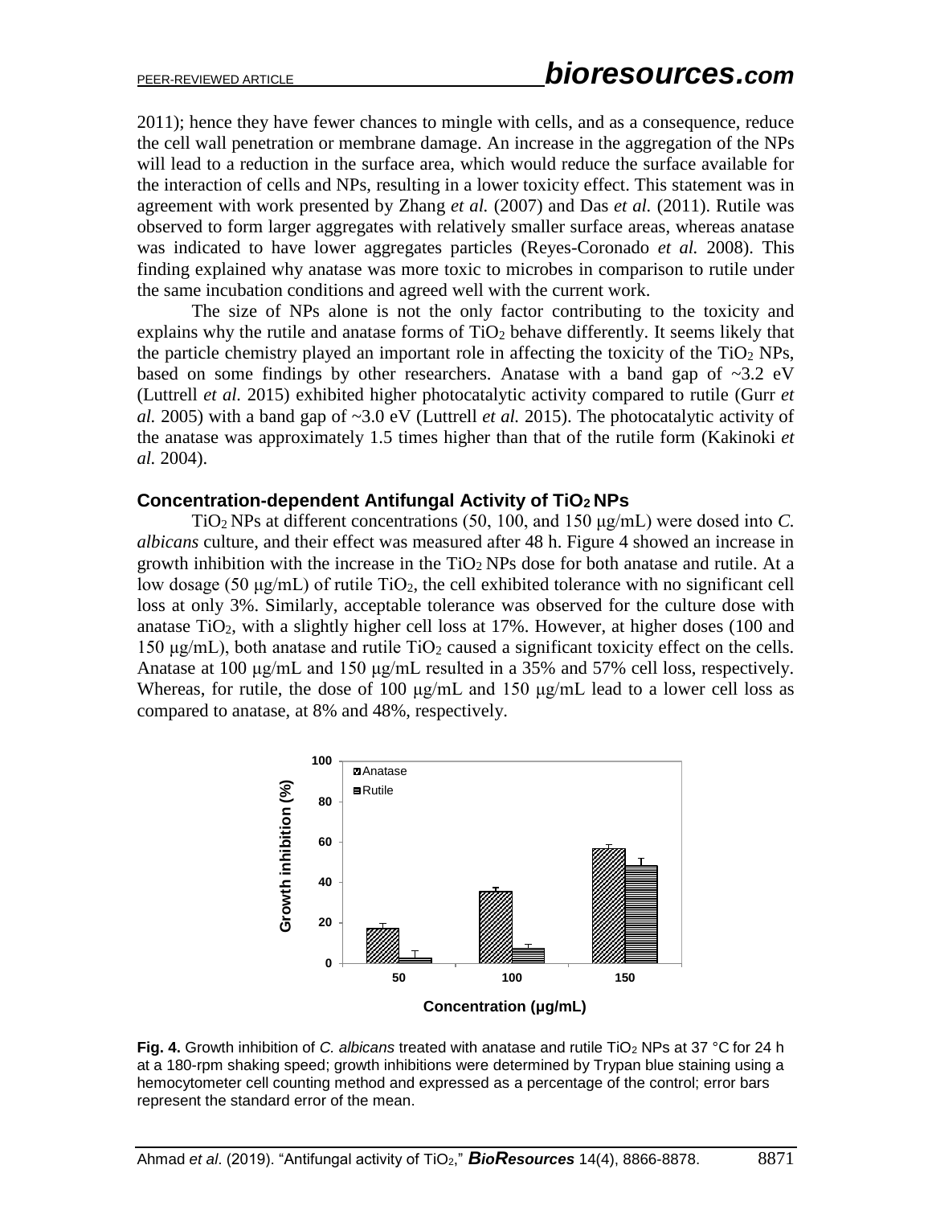2011); hence they have fewer chances to mingle with cells, and as a consequence, reduce the cell wall penetration or membrane damage. An increase in the aggregation of the NPs will lead to a reduction in the surface area, which would reduce the surface available for the interaction of cells and NPs, resulting in a lower toxicity effect. This statement was in agreement with work presented by Zhang *et al.* (2007) and Das *et al.* (2011). Rutile was observed to form larger aggregates with relatively smaller surface areas, whereas anatase was indicated to have lower aggregates particles (Reyes-Coronado *et al.* 2008). This finding explained why anatase was more toxic to microbes in comparison to rutile under the same incubation conditions and agreed well with the current work.

The size of NPs alone is not the only factor contributing to the toxicity and explains why the rutile and anatase forms of $TiO_2$ behave differently. It seems likely that the particle chemistry played an important role in affecting the toxicity of the $TiO_2$ NPs, based on some findings by other researchers. Anatase with a band gap of ~3.2 eV (Luttrell *et al.* 2015) exhibited higher photocatalytic activity compared to rutile (Gurr *et al.* 2005) with a band gap of ~3.0 eV (Luttrell *et al.* 2015). The photocatalytic activity of the anatase was approximately 1.5 times higher than that of the rutile form (Kakinoki *et al.* 2004).

### Concentration-dependent Antifungal Activity of $TiO_2$ NPs

$TiO_2$ NPs at different concentrations (50, 100, and 150 μg/mL) were dosed into *C. albicans* culture, and their effect was measured after 48 h. Figure 4 showed an increase in growth inhibition with the increase in the $TiO_2$ NPs dose for both anatase and rutile. At a low dosage (50 μg/mL) of rutile $TiO_2$, the cell exhibited tolerance with no significant cell loss at only 3%. Similarly, acceptable tolerance was observed for the culture dose with anatase $TiO_2$, with a slightly higher cell loss at 17%. However, at higher doses (100 and 150 μg/mL), both anatase and rutile $TiO_2$ caused a significant toxicity effect on the cells. Anatase at 100 μg/mL and 150 μg/mL resulted in a 35% and 57% cell loss, respectively. Whereas, for rutile, the dose of 100 μg/mL and 150 μg/mL lead to a lower cell loss as compared to anatase, at 8% and 48%, respectively.

**Fig. 4.** Growth inhibition of *C. albicans* treated with anatase and rutile $TiO_2$ NPs at 37 °C for 24 h at a 180-rpm shaking speed; growth inhibitions were determined by Trypan blue staining using a hemocytometer cell counting method and expressed as a percentage of the control; error bars represent the standard error of the mean.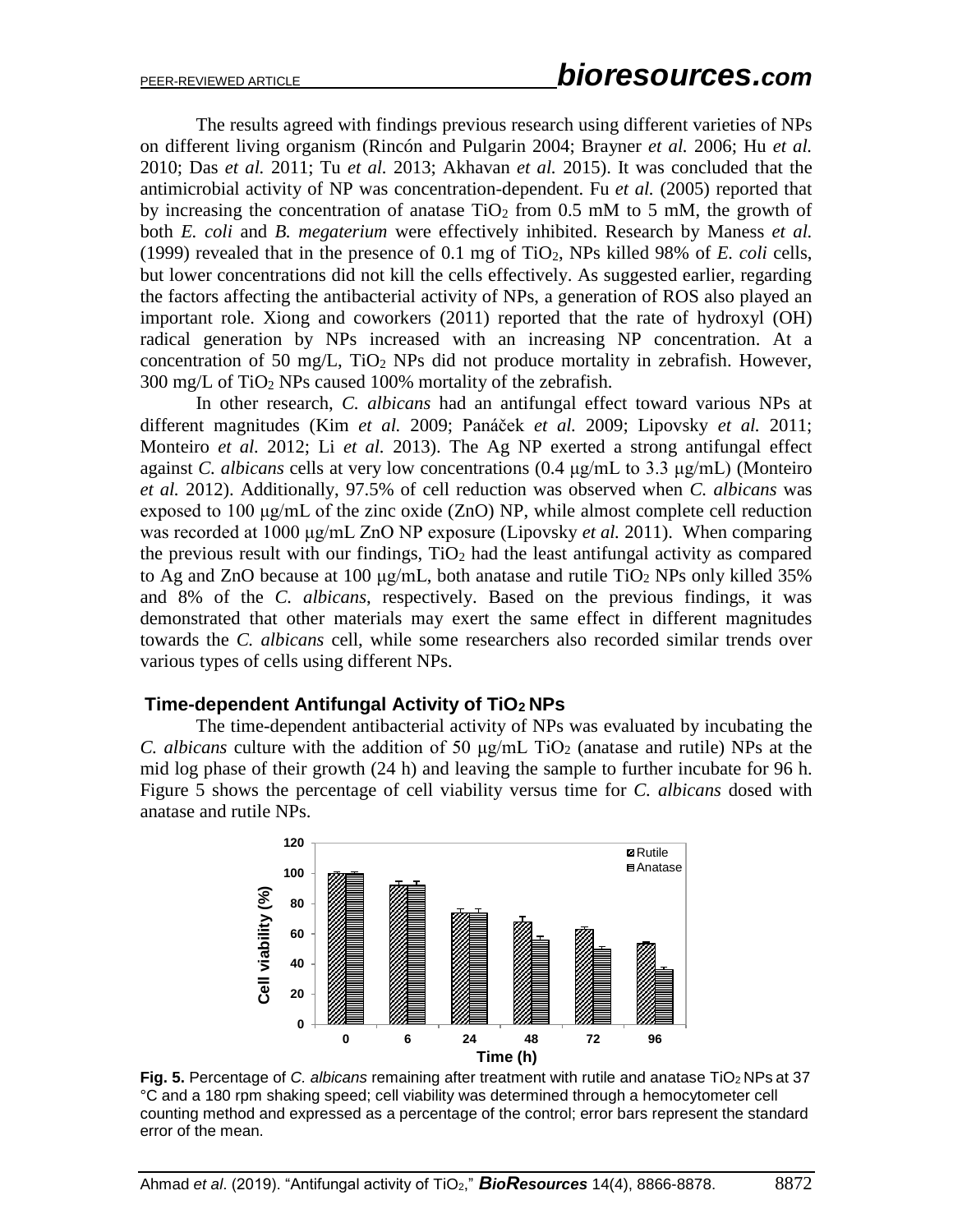The results agreed with findings previous research using different varieties of NPs on different living organism (Rincón and Pulgarin 2004; Brayner *et al.* 2006; Hu *et al.* 2010; Das *et al.* 2011; Tu *et al.* 2013; Akhavan *et al.* 2015). It was concluded that the antimicrobial activity of NP was concentration-dependent. Fu *et al.* (2005) reported that by increasing the concentration of anatase $TiO_2$ from 0.5 mM to 5 mM, the growth of both *E. coli* and *B. megaterium* were effectively inhibited. Research by Maness *et al.* (1999) revealed that in the presence of 0.1 mg of $TiO_2$, NPs killed 98% of *E. coli* cells, but lower concentrations did not kill the cells effectively. As suggested earlier, regarding the factors affecting the antibacterial activity of NPs, a generation of ROS also played an important role. Xiong and coworkers (2011) reported that the rate of hydroxyl (OH) radical generation by NPs increased with an increasing NP concentration. At a concentration of 50 mg/L, $TiO_2$ NPs did not produce mortality in zebrafish. However, 300 mg/L of $TiO_2$ NPs caused 100% mortality of the zebrafish.

In other research, *C. albicans* had an antifungal effect toward various NPs at different magnitudes (Kim *et al.* 2009; Panáček *et al.* 2009; Lipovsky *et al.* 2011; Monteiro *et al.* 2012; Li *et al.* 2013). The Ag NP exerted a strong antifungal effect against *C. albicans* cells at very low concentrations (0.4 μg/mL to 3.3 μg/mL) (Monteiro *et al.* 2012). Additionally, 97.5% of cell reduction was observed when *C. albicans* was exposed to 100 μg/mL of the zinc oxide (ZnO) NP, while almost complete cell reduction was recorded at 1000 μg/mL ZnO NP exposure (Lipovsky *et al.* 2011). When comparing the previous result with our findings, $TiO_2$ had the least antifungal activity as compared to Ag and ZnO because at 100 μg/mL, both anatase and rutile $TiO_2$ NPs only killed 35% and 8% of the *C. albicans*, respectively. Based on the previous findings, it was demonstrated that other materials may exert the same effect in different magnitudes towards the *C. albicans* cell, while some researchers also recorded similar trends over various types of cells using different NPs.

## Time-dependent Antifungal Activity of $TiO_2$ NPs

The time-dependent antibacterial activity of NPs was evaluated by incubating the *C. albicans* culture with the addition of 50 μg/mL $TiO_2$ (anatase and rutile) NPs at the mid log phase of their growth (24 h) and leaving the sample to further incubate for 96 h. Figure 5 shows the percentage of cell viability versus time for *C. albicans* dosed with anatase and rutile NPs.

**Fig. 5.** Percentage of *C. albicans* remaining after treatment with rutile and anatase $TiO_2$ NPs at 37 °C and a 180 rpm shaking speed; cell viability was determined through a hemocytometer cell counting method and expressed as a percentage of the control; error bars represent the standard error of the mean.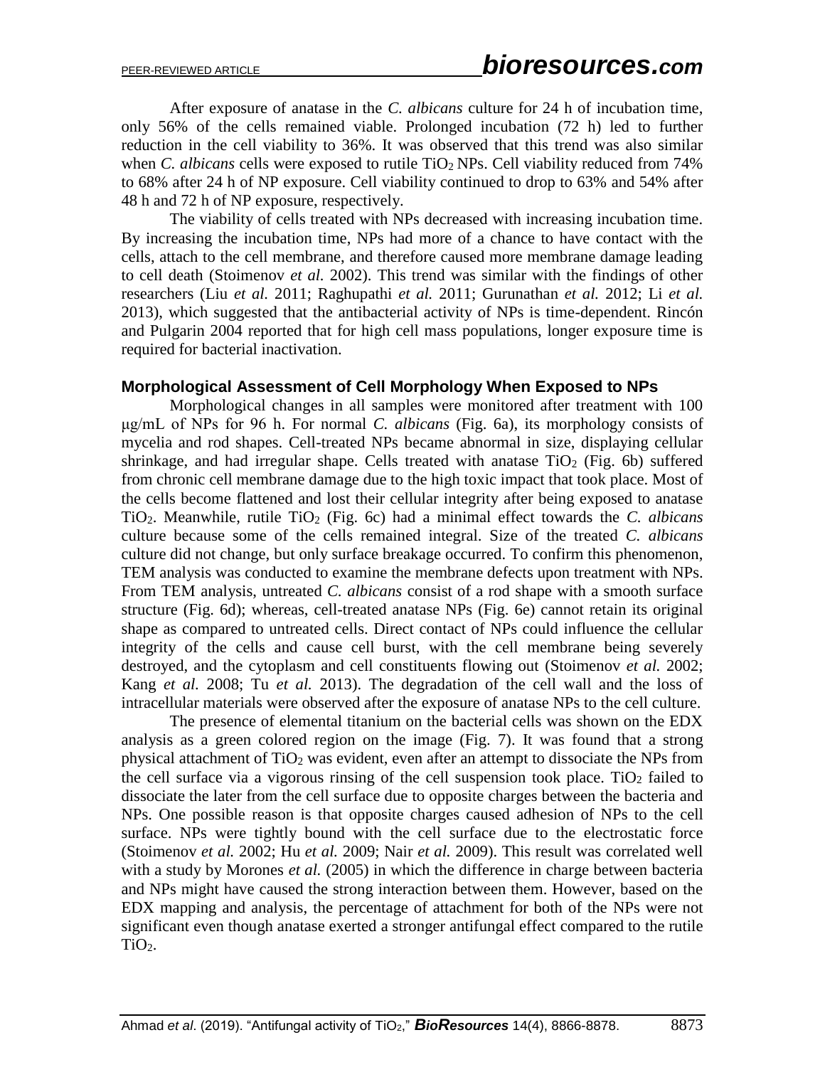After exposure of anatase in the *C. albicans* culture for 24 h of incubation time, only 56% of the cells remained viable. Prolonged incubation (72 h) led to further reduction in the cell viability to 36%. It was observed that this trend was also similar when *C. albicans* cells were exposed to rutile $TiO_2$ NPs. Cell viability reduced from 74% to 68% after 24 h of NP exposure. Cell viability continued to drop to 63% and 54% after 48 h and 72 h of NP exposure, respectively.

The viability of cells treated with NPs decreased with increasing incubation time. By increasing the incubation time, NPs had more of a chance to have contact with the cells, attach to the cell membrane, and therefore caused more membrane damage leading to cell death (Stoimenov *et al.* 2002). This trend was similar with the findings of other researchers (Liu *et al.* 2011; Raghupathi *et al.* 2011; Gurunathan *et al.* 2012; Li *et al.* 2013), which suggested that the antibacterial activity of NPs is time-dependent. Rincón and Pulgarin 2004 reported that for high cell mass populations, longer exposure time is required for bacterial inactivation.

### Morphological Assessment of Cell Morphology When Exposed to NPs

Morphological changes in all samples were monitored after treatment with 100 μg/mL of NPs for 96 h. For normal *C. albicans* (Fig. 6a), its morphology consists of mycelia and rod shapes. Cell-treated NPs became abnormal in size, displaying cellular shrinkage, and had irregular shape. Cells treated with anatase $TiO_2$ (Fig. 6b) suffered from chronic cell membrane damage due to the high toxic impact that took place. Most of the cells become flattened and lost their cellular integrity after being exposed to anatase $TiO_2$. Meanwhile, rutile $TiO_2$ (Fig. 6c) had a minimal effect towards the *C. albicans* culture because some of the cells remained integral. Size of the treated *C. albicans* culture did not change, but only surface breakage occurred. To confirm this phenomenon, TEM analysis was conducted to examine the membrane defects upon treatment with NPs. From TEM analysis, untreated *C. albicans* consist of a rod shape with a smooth surface structure (Fig. 6d); whereas, cell-treated anatase NPs (Fig. 6e) cannot retain its original shape as compared to untreated cells. Direct contact of NPs could influence the cellular integrity of the cells and cause cell burst, with the cell membrane being severely destroyed, and the cytoplasm and cell constituents flowing out (Stoimenov *et al.* 2002; Kang *et al.* 2008; Tu *et al.* 2013). The degradation of the cell wall and the loss of intracellular materials were observed after the exposure of anatase NPs to the cell culture.

The presence of elemental titanium on the bacterial cells was shown on the EDX analysis as a green colored region on the image (Fig. 7). It was found that a strong physical attachment of $TiO_2$ was evident, even after an attempt to dissociate the NPs from the cell surface via a vigorous rinsing of the cell suspension took place. $TiO_2$ failed to dissociate the later from the cell surface due to opposite charges between the bacteria and NPs. One possible reason is that opposite charges caused adhesion of NPs to the cell surface. NPs were tightly bound with the cell surface due to the electrostatic force (Stoimenov *et al.* 2002; Hu *et al.* 2009; Nair *et al.* 2009). This result was correlated well with a study by Morones *et al.* (2005) in which the difference in charge between bacteria and NPs might have caused the strong interaction between them. However, based on the EDX mapping and analysis, the percentage of attachment for both of the NPs were not significant even though anatase exerted a stronger antifungal effect compared to the rutile $TiO_2$.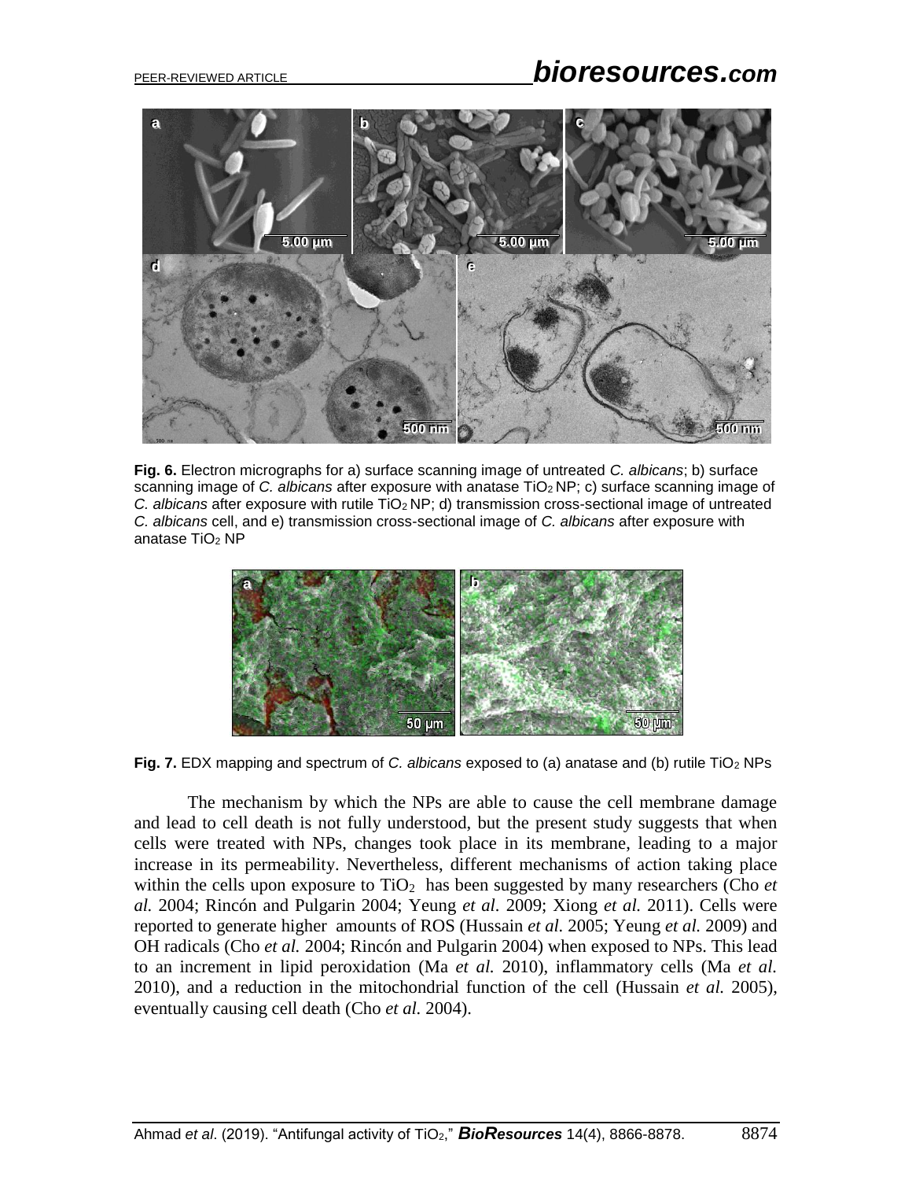**Fig. 6.** Electron micrographs for a) surface scanning image of untreated *C. albicans*; b) surface scanning image of *C. albicans* after exposure with anatase $TiO_2$ NP; c) surface scanning image of *C. albicans* after exposure with rutile $TiO_2$ NP; d) transmission cross-sectional image of untreated *C. albicans* cell, and e) transmission cross-sectional image of *C. albicans* after exposure with anatase $TiO_2$ NP

**Fig. 7.** EDX mapping and spectrum of *C. albicans* exposed to (a) anatase and (b) rutile $TiO_2$ NPs

The mechanism by which the NPs are able to cause the cell membrane damage and lead to cell death is not fully understood, but the present study suggests that when cells were treated with NPs, changes took place in its membrane, leading to a major increase in its permeability. Nevertheless, different mechanisms of action taking place within the cells upon exposure to $TiO_2$ has been suggested by many researchers (Cho *et al.* 2004; Rincón and Pulgarin 2004; Yeung *et al.* 2009; Xiong *et al.* 2011). Cells were reported to generate higher amounts of ROS (Hussain *et al.* 2005; Yeung *et al.* 2009) and OH radicals (Cho *et al.* 2004; Rincón and Pulgarin 2004) when exposed to NPs. This lead to an increment in lipid peroxidation (Ma *et al.* 2010), inflammatory cells (Ma *et al.* 2010), and a reduction in the mitochondrial function of the cell (Hussain *et al.* 2005), eventually causing cell death (Cho *et al.* 2004).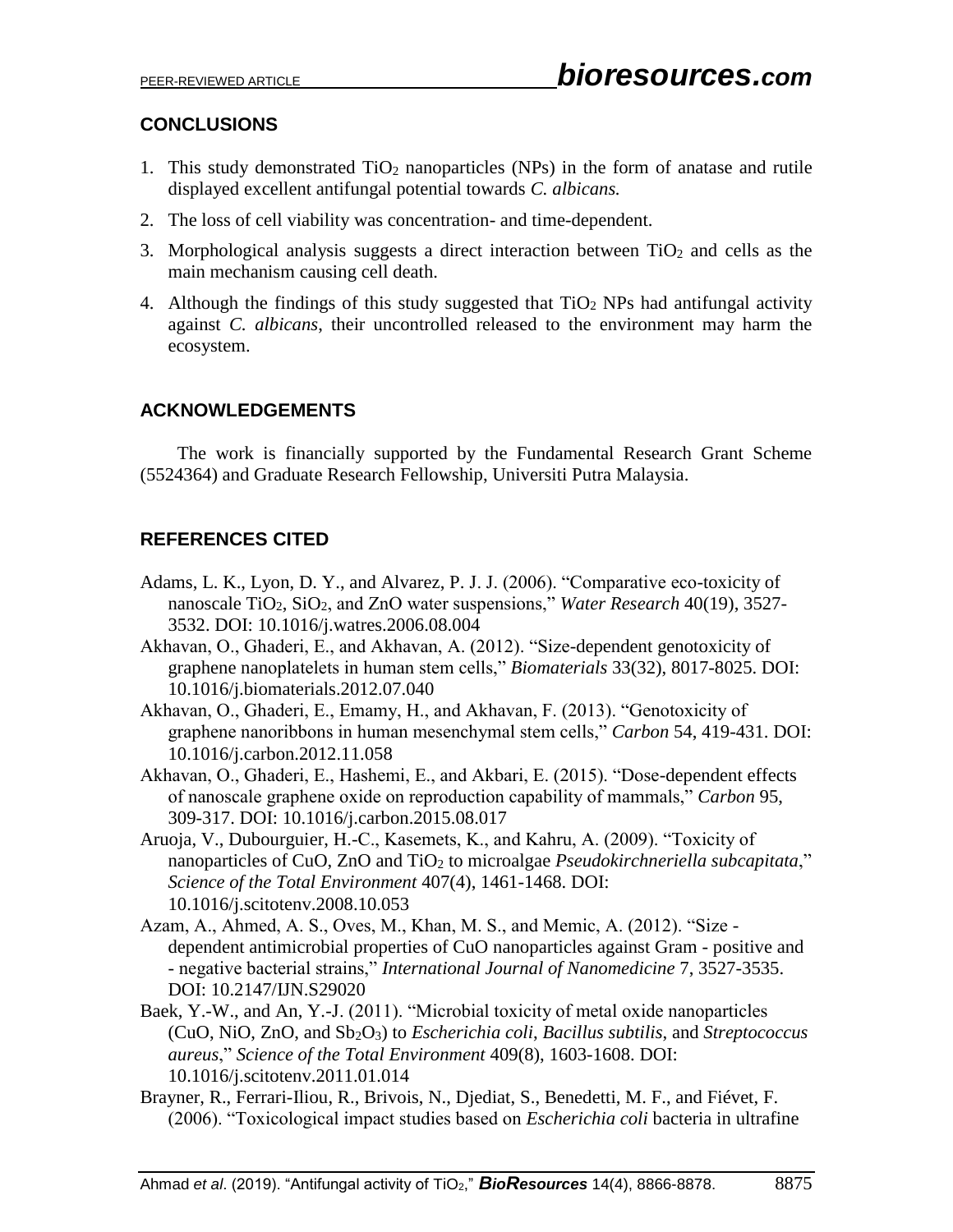## CONCLUSIONS

1. This study demonstrated $TiO_2$ nanoparticles (NPs) in the form of anatase and rutile displayed excellent antifungal potential towards *C. albicans.*
2. The loss of cell viability was concentration- and time-dependent.
3. Morphological analysis suggests a direct interaction between $TiO_2$ and cells as the main mechanism causing cell death.
4. Although the findings of this study suggested that $TiO_2$ NPs had antifungal activity against *C. albicans*, their uncontrolled released to the environment may harm the ecosystem.

## ACKNOWLEDGEMENTS

The work is financially supported by the Fundamental Research Grant Scheme (5524364) and Graduate Research Fellowship, Universiti Putra Malaysia.

## REFERENCES CITED

Adams, L. K., Lyon, D. Y., and Alvarez, P. J. J. (2006). "Comparative eco-toxicity of nanoscale $TiO_2$, $SiO_2$, and ZnO water suspensions," *Water Research* 40(19), 3527-3532. DOI: 10.1016/j.watres.2006.08.004

Akhavan, O., Ghaderi, E., and Akhavan, A. (2012). "Size-dependent genotoxicity of graphene nanoplatelets in human stem cells," *Biomaterials* 33(32), 8017-8025. DOI: 10.1016/j.biomaterials.2012.07.040

Akhavan, O., Ghaderi, E., Emamy, H., and Akhavan, F. (2013). "Genotoxicity of graphene nanoribbons in human mesenchymal stem cells," *Carbon* 54, 419-431. DOI: 10.1016/j.carbon.2012.11.058

Akhavan, O., Ghaderi, E., Hashemi, E., and Akbari, E. (2015). "Dose-dependent effects of nanoscale graphene oxide on reproduction capability of mammals," *Carbon* 95, 309-317. DOI: 10.1016/j.carbon.2015.08.017

Aruoja, V., Dubourguier, H.-C., Kasemets, K., and Kahru, A. (2009). "Toxicity of nanoparticles of CuO, ZnO and $TiO_2$ to microalgae *Pseudokirchneriella subcapitata*," *Science of the Total Environment* 407(4), 1461-1468. DOI: 10.1016/j.scitotenv.2008.10.053

Azam, A., Ahmed, A. S., Oves, M., Khan, M. S., and Memic, A. (2012). "Size - dependent antimicrobial properties of CuO nanoparticles against Gram - positive and - negative bacterial strains," *International Journal of Nanomedicine* 7, 3527-3535. DOI: 10.2147/IJN.S29020

Baek, Y.-W., and An, Y.-J. (2011). "Microbial toxicity of metal oxide nanoparticles (CuO, NiO, ZnO, and $Sb_2O_3$) to *Escherichia coli*, *Bacillus subtilis*, and *Streptococcus aureus*," *Science of the Total Environment* 409(8), 1603-1608. DOI: 10.1016/j.scitotenv.2011.01.014

Brayner, R., Ferrari-Iliou, R., Brivois, N., Djediat, S., Benedetti, M. F., and Fiévet, F. (2006). "Toxicological impact studies based on *Escherichia coli* bacteria in ultrafine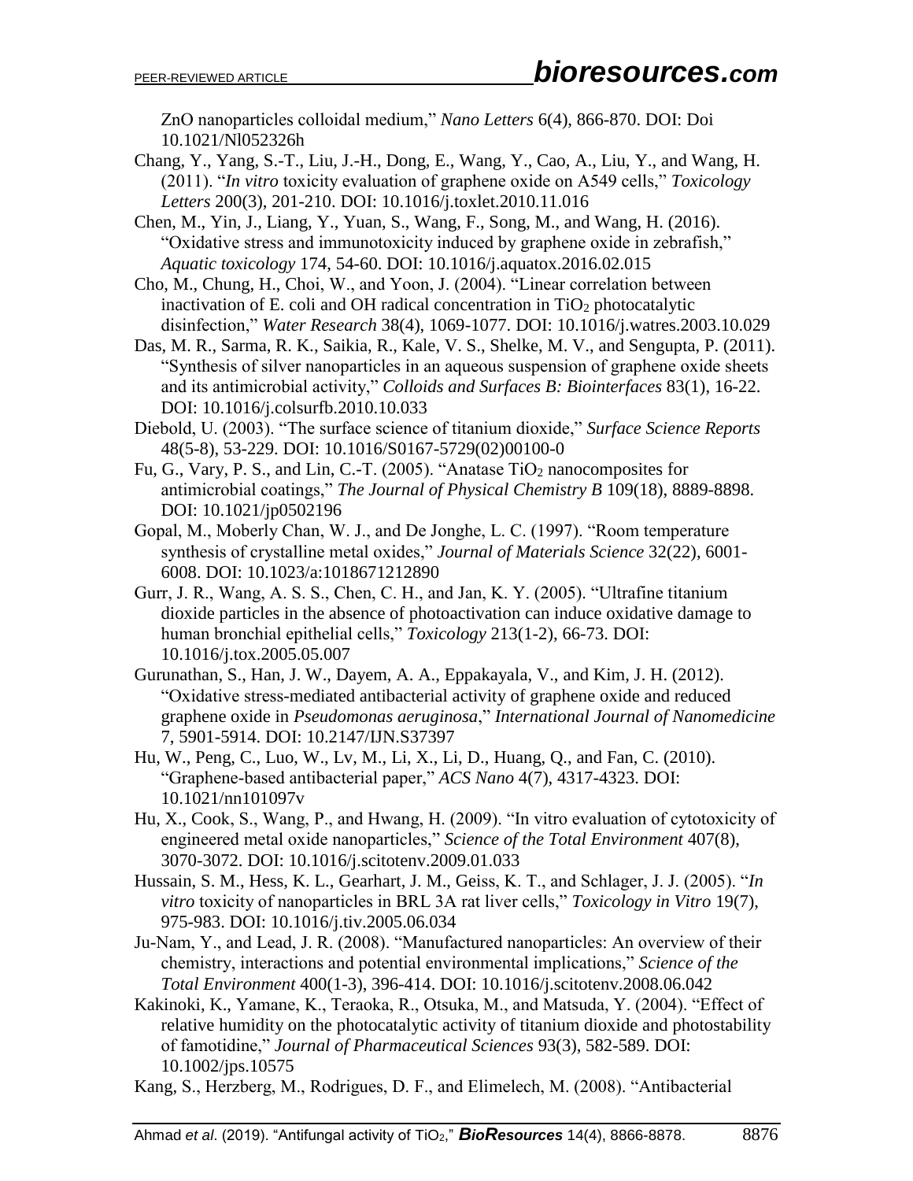ZnO nanoparticles colloidal medium," *Nano Letters* 6(4), 866-870. DOI: Doi 10.1021/Nl052326h

Chang, Y., Yang, S.-T., Liu, J.-H., Dong, E., Wang, Y., Cao, A., Liu, Y., and Wang, H. (2011). "*In vitro* toxicity evaluation of graphene oxide on A549 cells," *Toxicology Letters* 200(3), 201-210. DOI: 10.1016/j.toxlet.2010.11.016

Chen, M., Yin, J., Liang, Y., Yuan, S., Wang, F., Song, M., and Wang, H. (2016). "Oxidative stress and immunotoxicity induced by graphene oxide in zebrafish," *Aquatic toxicology* 174, 54-60. DOI: 10.1016/j.aquatox.2016.02.015

Cho, M., Chung, H., Choi, W., and Yoon, J. (2004). "Linear correlation between inactivation of E. coli and OH radical concentration in $TiO_2$ photocatalytic disinfection," *Water Research* 38(4), 1069-1077. DOI: 10.1016/j.watres.2003.10.029

Das, M. R., Sarma, R. K., Saikia, R., Kale, V. S., Shelke, M. V., and Sengupta, P. (2011). "Synthesis of silver nanoparticles in an aqueous suspension of graphene oxide sheets and its antimicrobial activity," *Colloids and Surfaces B: Biointerfaces* 83(1), 16-22. DOI: 10.1016/j.colsurfb.2010.10.033

Diebold, U. (2003). "The surface science of titanium dioxide," *Surface Science Reports* 48(5-8), 53-229. DOI: 10.1016/S0167-5729(02)00100-0

Fu, G., Vary, P. S., and Lin, C.-T. (2005). "Anatase $TiO_2$ nanocomposites for antimicrobial coatings," *The Journal of Physical Chemistry B* 109(18), 8889-8898. DOI: 10.1021/jp0502196

Gopal, M., Moberly Chan, W. J., and De Jonghe, L. C. (1997). "Room temperature synthesis of crystalline metal oxides," *Journal of Materials Science* 32(22), 6001-6008. DOI: 10.1023/a:1018671212890

Gurr, J. R., Wang, A. S. S., Chen, C. H., and Jan, K. Y. (2005). "Ultrafine titanium dioxide particles in the absence of photoactivation can induce oxidative damage to human bronchial epithelial cells," *Toxicology* 213(1-2), 66-73. DOI: 10.1016/j.tox.2005.05.007

Gurunathan, S., Han, J. W., Dayem, A. A., Eppakayala, V., and Kim, J. H. (2012). "Oxidative stress-mediated antibacterial activity of graphene oxide and reduced graphene oxide in *Pseudomonas aeruginosa*," *International Journal of Nanomedicine* 7, 5901-5914. DOI: 10.2147/IJN.S37397

Hu, W., Peng, C., Luo, W., Lv, M., Li, X., Li, D., Huang, Q., and Fan, C. (2010). "Graphene-based antibacterial paper," *ACS Nano* 4(7), 4317-4323. DOI: 10.1021/nn101097v

Hu, X., Cook, S., Wang, P., and Hwang, H. (2009). "In vitro evaluation of cytotoxicity of engineered metal oxide nanoparticles," *Science of the Total Environment* 407(8), 3070-3072. DOI: 10.1016/j.scitotenv.2009.01.033

Hussain, S. M., Hess, K. L., Gearhart, J. M., Geiss, K. T., and Schlager, J. J. (2005). "*In vitro* toxicity of nanoparticles in BRL 3A rat liver cells," *Toxicology in Vitro* 19(7), 975-983. DOI: 10.1016/j.tiv.2005.06.034

Ju-Nam, Y., and Lead, J. R. (2008). "Manufactured nanoparticles: An overview of their chemistry, interactions and potential environmental implications," *Science of the Total Environment* 400(1-3), 396-414. DOI: 10.1016/j.scitotenv.2008.06.042

Kakinoki, K., Yamane, K., Teraoka, R., Otsuka, M., and Matsuda, Y. (2004). "Effect of relative humidity on the photocatalytic activity of titanium dioxide and photostability of famotidine," *Journal of Pharmaceutical Sciences* 93(3), 582-589. DOI: 10.1002/jps.10575

Kang, S., Herzberg, M., Rodrigues, D. F., and Elimelech, M. (2008). "Antibacterial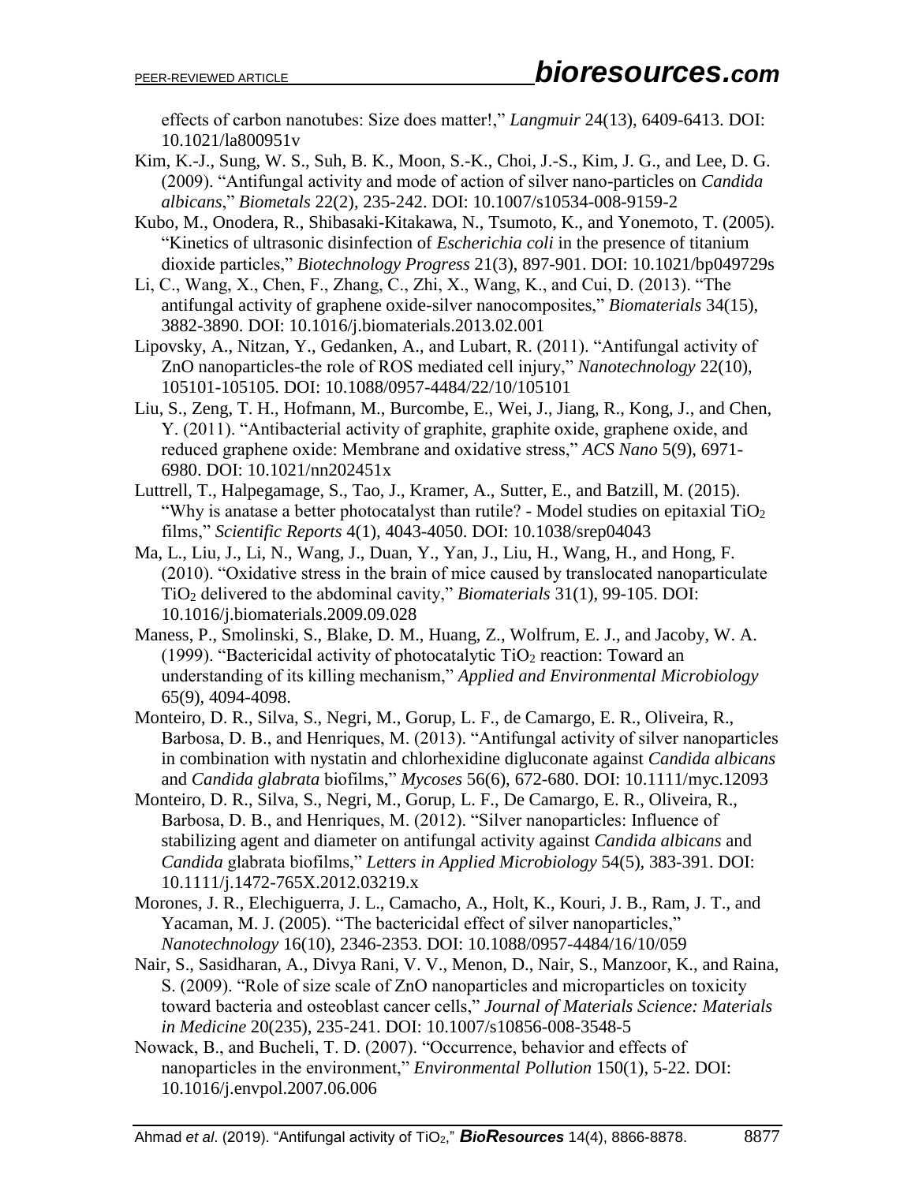effects of carbon nanotubes: Size does matter!," *Langmuir* 24(13), 6409-6413. DOI: 10.1021/la800951v

Kim, K.-J., Sung, W. S., Suh, B. K., Moon, S.-K., Choi, J.-S., Kim, J. G., and Lee, D. G. (2009). "Antifungal activity and mode of action of silver nano-particles on *Candida albicans*," *Biometals* 22(2), 235-242. DOI: 10.1007/s10534-008-9159-2

Kubo, M., Onodera, R., Shibasaki-Kitakawa, N., Tsumoto, K., and Yonemoto, T. (2005). "Kinetics of ultrasonic disinfection of *Escherichia coli* in the presence of titanium dioxide particles," *Biotechnology Progress* 21(3), 897-901. DOI: 10.1021/bp049729s

Li, C., Wang, X., Chen, F., Zhang, C., Zhi, X., Wang, K., and Cui, D. (2013). "The antifungal activity of graphene oxide-silver nanocomposites," *Biomaterials* 34(15), 3882-3890. DOI: 10.1016/j.biomaterials.2013.02.001

Lipovsky, A., Nitzan, Y., Gedanken, A., and Lubart, R. (2011). "Antifungal activity of ZnO nanoparticles-the role of ROS mediated cell injury," *Nanotechnology* 22(10), 105101-105105. DOI: 10.1088/0957-4484/22/10/105101

Liu, S., Zeng, T. H., Hofmann, M., Burcombe, E., Wei, J., Jiang, R., Kong, J., and Chen, Y. (2011). "Antibacterial activity of graphite, graphite oxide, graphene oxide, and reduced graphene oxide: Membrane and oxidative stress," *ACS Nano* 5(9), 6971-6980. DOI: 10.1021/nn202451x

Luttrell, T., Halpegamage, S., Tao, J., Kramer, A., Sutter, E., and Batzill, M. (2015). "Why is anatase a better photocatalyst than rutile? - Model studies on epitaxial $TiO_2$ films," *Scientific Reports* 4(1), 4043-4050. DOI: 10.1038/srep04043

Ma, L., Liu, J., Li, N., Wang, J., Duan, Y., Yan, J., Liu, H., Wang, H., and Hong, F. (2010). "Oxidative stress in the brain of mice caused by translocated nanoparticulate $TiO_2$ delivered to the abdominal cavity," *Biomaterials* 31(1), 99-105. DOI: 10.1016/j.biomaterials.2009.09.028

Maness, P., Smolinski, S., Blake, D. M., Huang, Z., Wolfrum, E. J., and Jacoby, W. A. (1999). "Bactericidal activity of photocatalytic $TiO_2$ reaction: Toward an understanding of its killing mechanism," *Applied and Environmental Microbiology* 65(9), 4094-4098.

Monteiro, D. R., Silva, S., Negri, M., Gorup, L. F., de Camargo, E. R., Oliveira, R., Barbosa, D. B., and Henriques, M. (2013). "Antifungal activity of silver nanoparticles in combination with nystatin and chlorhexidine digluconate against *Candida albicans* and *Candida glabrata* biofilms," *Mycoses* 56(6), 672-680. DOI: 10.1111/myc.12093

Monteiro, D. R., Silva, S., Negri, M., Gorup, L. F., De Camargo, E. R., Oliveira, R., Barbosa, D. B., and Henriques, M. (2012). "Silver nanoparticles: Influence of stabilizing agent and diameter on antifungal activity against *Candida albicans* and *Candida* glabrata biofilms," *Letters in Applied Microbiology* 54(5), 383-391. DOI: 10.1111/j.1472-765X.2012.03219.x

Morones, J. R., Elechiguerra, J. L., Camacho, A., Holt, K., Kouri, J. B., Ram, J. T., and Yacaman, M. J. (2005). "The bactericidal effect of silver nanoparticles," *Nanotechnology* 16(10), 2346-2353. DOI: 10.1088/0957-4484/16/10/059

Nair, S., Sasidharan, A., Divya Rani, V. V., Menon, D., Nair, S., Manzoor, K., and Raina, S. (2009). "Role of size scale of ZnO nanoparticles and microparticles on toxicity toward bacteria and osteoblast cancer cells," *Journal of Materials Science: Materials in Medicine* 20(235), 235-241. DOI: 10.1007/s10856-008-3548-5

Nowack, B., and Bucheli, T. D. (2007). "Occurrence, behavior and effects of nanoparticles in the environment," *Environmental Pollution* 150(1), 5-22. DOI: 10.1016/j.envpol.2007.06.006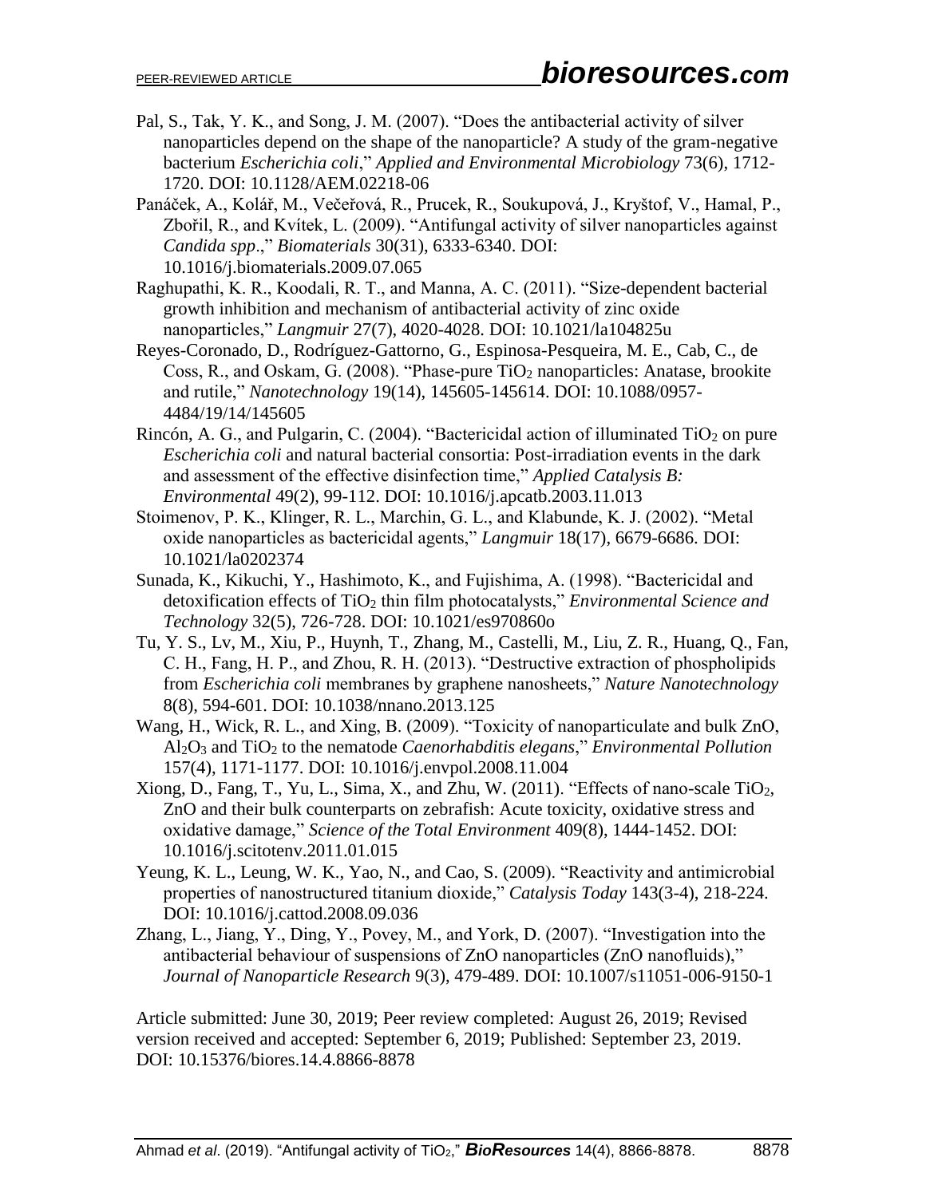Pal, S., Tak, Y. K., and Song, J. M. (2007). "Does the antibacterial activity of silver nanoparticles depend on the shape of the nanoparticle? A study of the gram-negative bacterium *Escherichia coli*," *Applied and Environmental Microbiology* 73(6), 1712-1720. DOI: 10.1128/AEM.02218-06

Panáček, A., Kolář, M., Večeřová, R., Prucek, R., Soukupová, J., Kryštof, V., Hamal, P., Zbořil, R., and Kvítek, L. (2009). "Antifungal activity of silver nanoparticles against *Candida spp*.," *Biomaterials* 30(31), 6333-6340. DOI: 10.1016/j.biomaterials.2009.07.065

Raghupathi, K. R., Koodali, R. T., and Manna, A. C. (2011). "Size-dependent bacterial growth inhibition and mechanism of antibacterial activity of zinc oxide nanoparticles," *Langmuir* 27(7), 4020-4028. DOI: 10.1021/la104825u

Reyes-Coronado, D., Rodríguez-Gattorno, G., Espinosa-Pesqueira, M. E., Cab, C., de Coss, R., and Oskam, G. (2008). "Phase-pure $TiO_2$ nanoparticles: Anatase, brookite and rutile," *Nanotechnology* 19(14), 145605-145614. DOI: 10.1088/0957-4484/19/14/145605

Rincón, A. G., and Pulgarin, C. (2004). "Bactericidal action of illuminated $TiO_2$ on pure *Escherichia coli* and natural bacterial consortia: Post-irradiation events in the dark and assessment of the effective disinfection time," *Applied Catalysis B: Environmental* 49(2), 99-112. DOI: 10.1016/j.apcatb.2003.11.013

Stoimenov, P. K., Klinger, R. L., Marchin, G. L., and Klabunde, K. J. (2002). "Metal oxide nanoparticles as bactericidal agents," *Langmuir* 18(17), 6679-6686. DOI: 10.1021/la0202374

Sunada, K., Kikuchi, Y., Hashimoto, K., and Fujishima, A. (1998). "Bactericidal and detoxification effects of $TiO_2$ thin film photocatalysts," *Environmental Science and Technology* 32(5), 726-728. DOI: 10.1021/es970860o

Tu, Y. S., Lv, M., Xiu, P., Huynh, T., Zhang, M., Castelli, M., Liu, Z. R., Huang, Q., Fan, C. H., Fang, H. P., and Zhou, R. H. (2013). "Destructive extraction of phospholipids from *Escherichia coli* membranes by graphene nanosheets," *Nature Nanotechnology* 8(8), 594-601. DOI: 10.1038/nnano.2013.125

Wang, H., Wick, R. L., and Xing, B. (2009). "Toxicity of nanoparticulate and bulk ZnO, $Al_2O_3$ and $TiO_2$ to the nematode *Caenorhabditis elegans*," *Environmental Pollution* 157(4), 1171-1177. DOI: 10.1016/j.envpol.2008.11.004

Xiong, D., Fang, T., Yu, L., Sima, X., and Zhu, W. (2011). "Effects of nano-scale $TiO_2$, ZnO and their bulk counterparts on zebrafish: Acute toxicity, oxidative stress and oxidative damage," *Science of the Total Environment* 409(8), 1444-1452. DOI: 10.1016/j.scitotenv.2011.01.015

Yeung, K. L., Leung, W. K., Yao, N., and Cao, S. (2009). "Reactivity and antimicrobial properties of nanostructured titanium dioxide," *Catalysis Today* 143(3-4), 218-224. DOI: 10.1016/j.cattod.2008.09.036

Zhang, L., Jiang, Y., Ding, Y., Povey, M., and York, D. (2007). "Investigation into the antibacterial behaviour of suspensions of ZnO nanoparticles (ZnO nanofluids)," *Journal of Nanoparticle Research* 9(3), 479-489. DOI: 10.1007/s11051-006-9150-1

Article submitted: June 30, 2019; Peer review completed: August 26, 2019; Revised version received and accepted: September 6, 2019; Published: September 23, 2019. DOI: 10.15376/biores.14.4.8866-8878